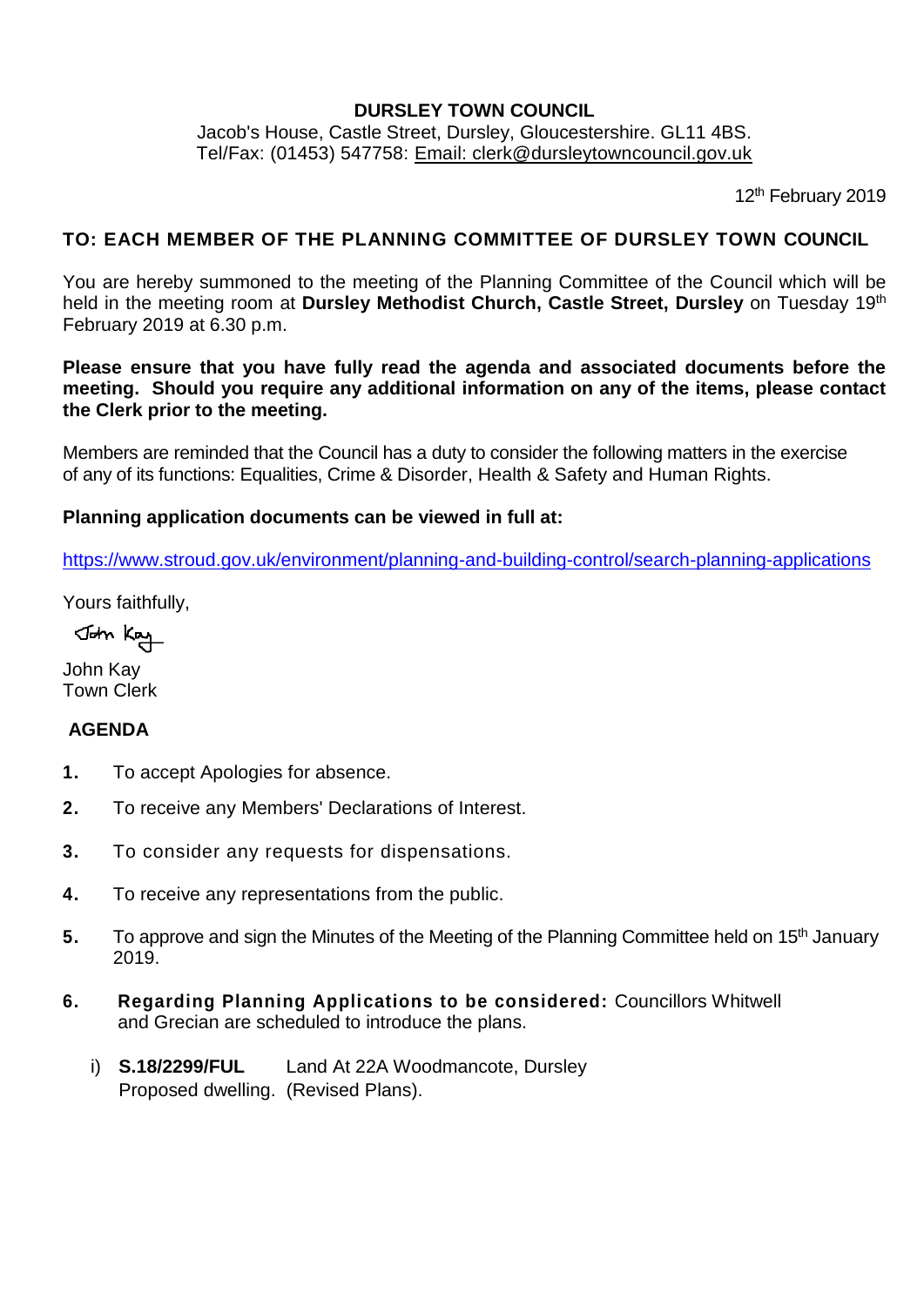**DURSLEY TOWN COUNCIL**

Jacob's House, Castle Street, Dursley, Gloucestershire. GL11 4BS.
Tel/Fax: (01453) 547758: Email: clerk@dursleytowncouncil.gov.uk

12th February 2019

**TO: EACH MEMBER OF THE PLANNING COMMITTEE OF DURSLEY TOWN COUNCIL**

You are hereby summoned to the meeting of the Planning Committee of the Council which will be held in the meeting room at **Dursley Methodist Church, Castle Street, Dursley** on Tuesday 19th February 2019 at 6.30 p.m.

**Please ensure that you have fully read the agenda and associated documents before the meeting. Should you require any additional information on any of the items, please contact the Clerk prior to the meeting.**

Members are reminded that the Council has a duty to consider the following matters in the exercise of any of its functions: Equalities, Crime & Disorder, Health & Safety and Human Rights.

**Planning application documents can be viewed in full at:**

https://www.stroud.gov.uk/environment/planning-and-building-control/search-planning-applications

Yours faithfully,

John Kay

John Kay
Town Clerk

**AGENDA**

1. To accept Apologies for absence.
2. To receive any Members' Declarations of Interest.
3. To consider any requests for dispensations.
4. To receive any representations from the public.
5. To approve and sign the Minutes of the Meeting of the Planning Committee held on 15th January 2019.
6. **Regarding Planning Applications to be considered:** Councillors Whitwell and Grecian are scheduled to introduce the plans.

   i) **S.18/2299/FUL** Land At 22A Woodmancote, Dursley
   Proposed dwelling. (Revised Plans).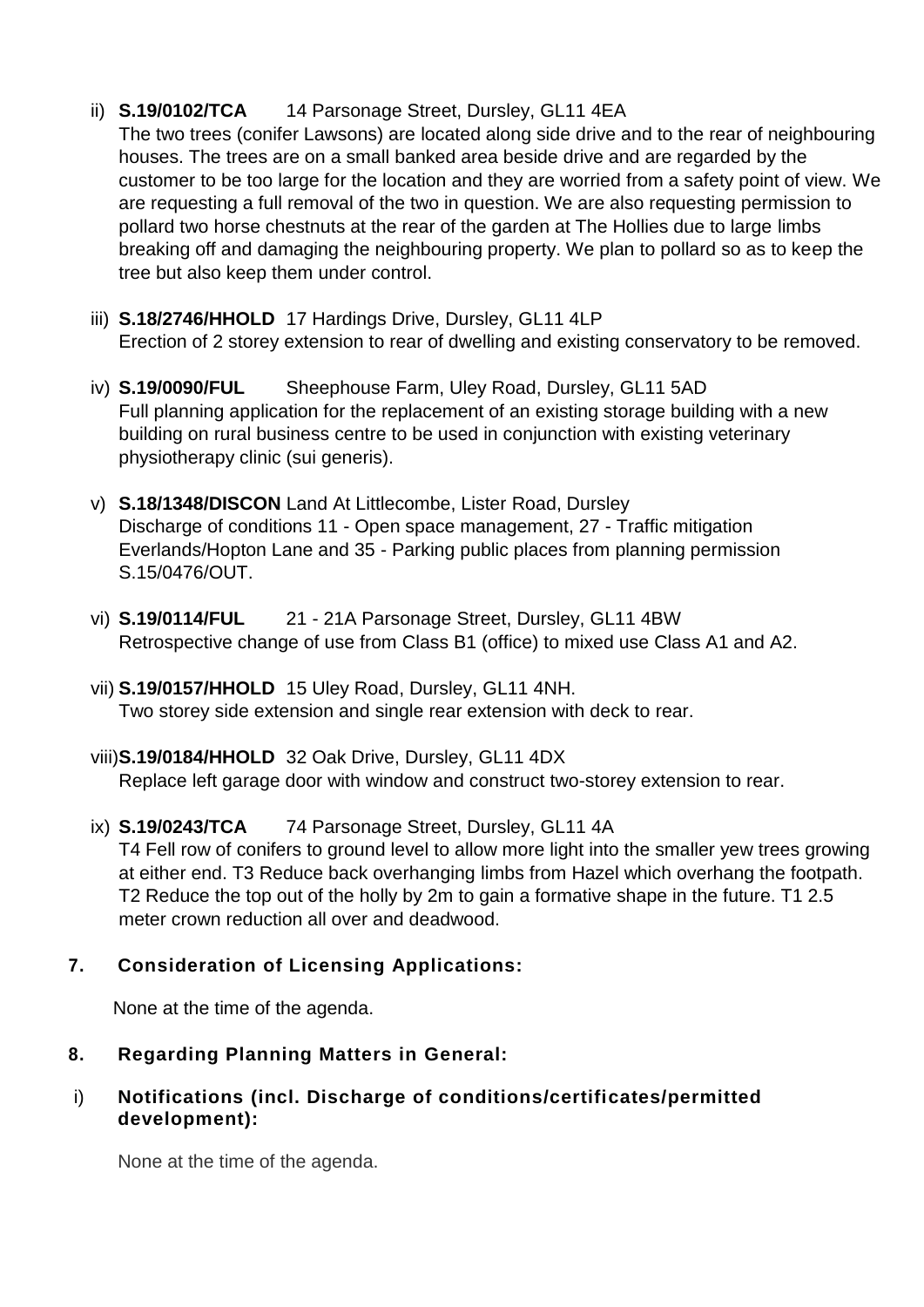ii) **S.19/0102/TCA** 14 Parsonage Street, Dursley, GL11 4EA
The two trees (conifer Lawsons) are located along side drive and to the rear of neighbouring houses. The trees are on a small banked area beside drive and are regarded by the customer to be too large for the location and they are worried from a safety point of view. We are requesting a full removal of the two in question. We are also requesting permission to pollard two horse chestnuts at the rear of the garden at The Hollies due to large limbs breaking off and damaging the neighbouring property. We plan to pollard so as to keep the tree but also keep them under control.

iii) **S.18/2746/HHOLD** 17 Hardings Drive, Dursley, GL11 4LP
Erection of 2 storey extension to rear of dwelling and existing conservatory to be removed.

iv) **S.19/0090/FUL** Sheephouse Farm, Uley Road, Dursley, GL11 5AD
Full planning application for the replacement of an existing storage building with a new building on rural business centre to be used in conjunction with existing veterinary physiotherapy clinic (sui generis).

v) **S.18/1348/DISCON** Land At Littlecombe, Lister Road, Dursley
Discharge of conditions 11 - Open space management, 27 - Traffic mitigation Everlands/Hopton Lane and 35 - Parking public places from planning permission S.15/0476/OUT.

vi) **S.19/0114/FUL** 21 - 21A Parsonage Street, Dursley, GL11 4BW
Retrospective change of use from Class B1 (office) to mixed use Class A1 and A2.

vii) **S.19/0157/HHOLD** 15 Uley Road, Dursley, GL11 4NH.
Two storey side extension and single rear extension with deck to rear.

viii) **S.19/0184/HHOLD** 32 Oak Drive, Dursley, GL11 4DX
Replace left garage door with window and construct two-storey extension to rear.

ix) **S.19/0243/TCA** 74 Parsonage Street, Dursley, GL11 4A
T4 Fell row of conifers to ground level to allow more light into the smaller yew trees growing at either end. T3 Reduce back overhanging limbs from Hazel which overhang the footpath. T2 Reduce the top out of the holly by 2m to gain a formative shape in the future. T1 2.5 meter crown reduction all over and deadwood.

## 7. Consideration of Licensing Applications:

None at the time of the agenda.

## 8. Regarding Planning Matters in General:

### i) Notifications (incl. Discharge of conditions/certificates/permitted development):

None at the time of the agenda.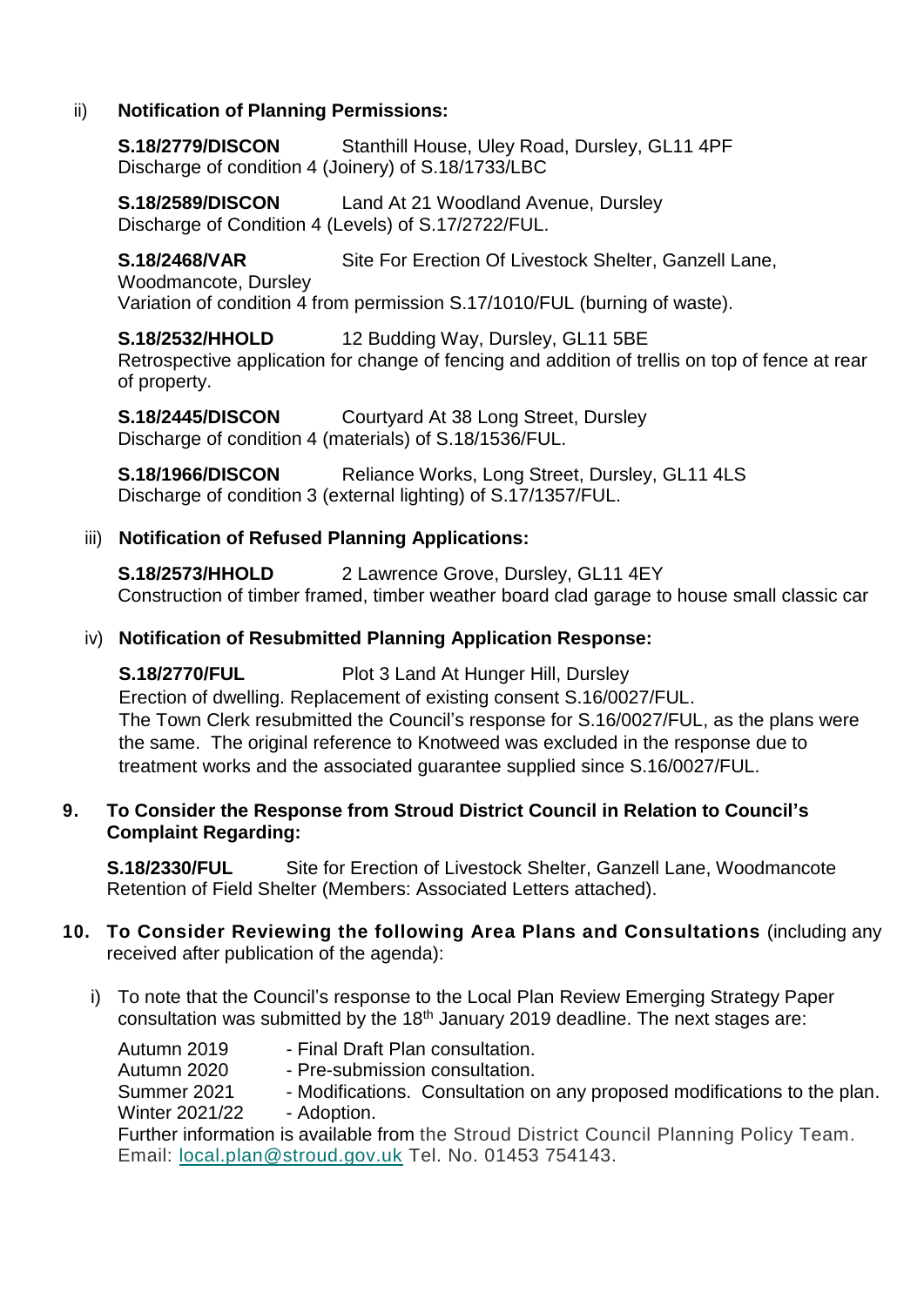ii) **Notification of Planning Permissions:**

**S.18/2779/DISCON** Stanthill House, Uley Road, Dursley, GL11 4PF
Discharge of condition 4 (Joinery) of S.18/1733/LBC

**S.18/2589/DISCON** Land At 21 Woodland Avenue, Dursley
Discharge of Condition 4 (Levels) of S.17/2722/FUL.

**S.18/2468/VAR** Site For Erection Of Livestock Shelter, Ganzell Lane, Woodmancote, Dursley
Variation of condition 4 from permission S.17/1010/FUL (burning of waste).

**S.18/2532/HHOLD** 12 Budding Way, Dursley, GL11 5BE
Retrospective application for change of fencing and addition of trellis on top of fence at rear of property.

**S.18/2445/DISCON** Courtyard At 38 Long Street, Dursley
Discharge of condition 4 (materials) of S.18/1536/FUL.

**S.18/1966/DISCON** Reliance Works, Long Street, Dursley, GL11 4LS
Discharge of condition 3 (external lighting) of S.17/1357/FUL.

iii) **Notification of Refused Planning Applications:**

**S.18/2573/HHOLD** 2 Lawrence Grove, Dursley, GL11 4EY
Construction of timber framed, timber weather board clad garage to house small classic car

iv) **Notification of Resubmitted Planning Application Response:**

**S.18/2770/FUL** Plot 3 Land At Hunger Hill, Dursley
Erection of dwelling. Replacement of existing consent S.16/0027/FUL.
The Town Clerk resubmitted the Council's response for S.16/0027/FUL, as the plans were the same. The original reference to Knotweed was excluded in the response due to treatment works and the associated guarantee supplied since S.16/0027/FUL.

**9. To Consider the Response from Stroud District Council in Relation to Council's Complaint Regarding:**

**S.18/2330/FUL** Site for Erection of Livestock Shelter, Ganzell Lane, Woodmancote
Retention of Field Shelter (Members: Associated Letters attached).

**10. To Consider Reviewing the following Area Plans and Consultations** (including any received after publication of the agenda):

i) To note that the Council's response to the Local Plan Review Emerging Strategy Paper consultation was submitted by the 18th January 2019 deadline. The next stages are:

Autumn 2019 - Final Draft Plan consultation.
Autumn 2020 - Pre-submission consultation.
Summer 2021 - Modifications. Consultation on any proposed modifications to the plan.
Winter 2021/22 - Adoption.

Further information is available from the Stroud District Council Planning Policy Team. Email: local.plan@stroud.gov.uk Tel. No. 01453 754143.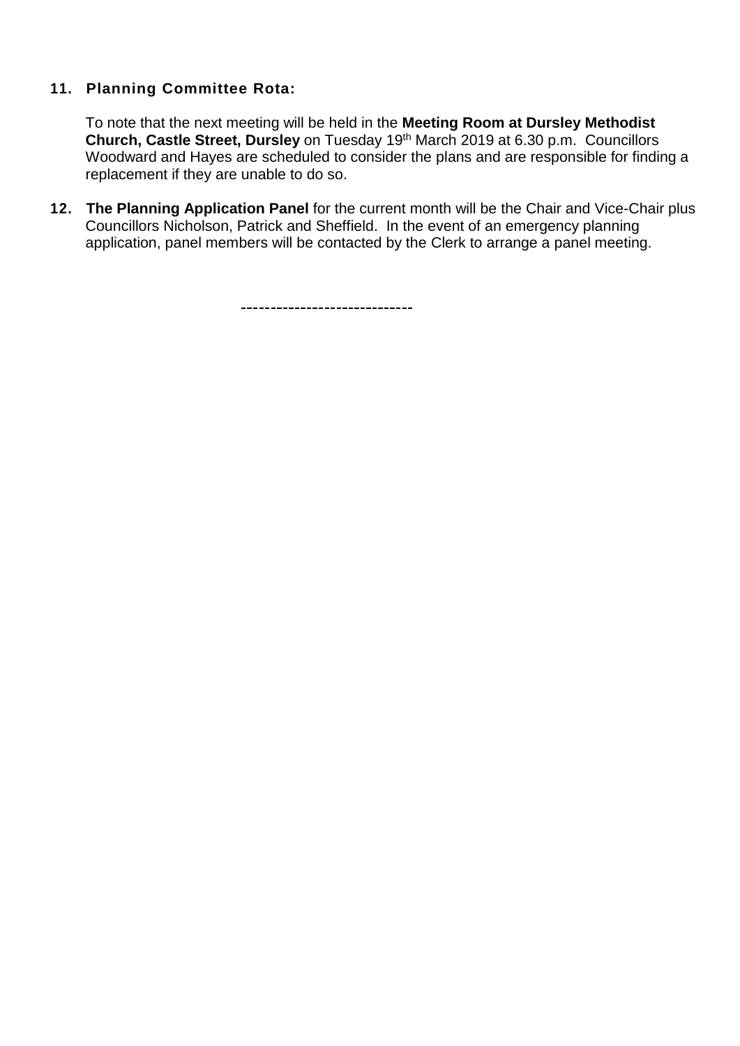**11. Planning Committee Rota:**

To note that the next meeting will be held in the **Meeting Room at Dursley Methodist Church, Castle Street, Dursley** on Tuesday 19th March 2019 at 6.30 p.m. Councillors Woodward and Hayes are scheduled to consider the plans and are responsible for finding a replacement if they are unable to do so.

**12. The Planning Application Panel** for the current month will be the Chair and Vice-Chair plus Councillors Nicholson, Patrick and Sheffield. In the event of an emergency planning application, panel members will be contacted by the Clerk to arrange a panel meeting.

-----------------------------